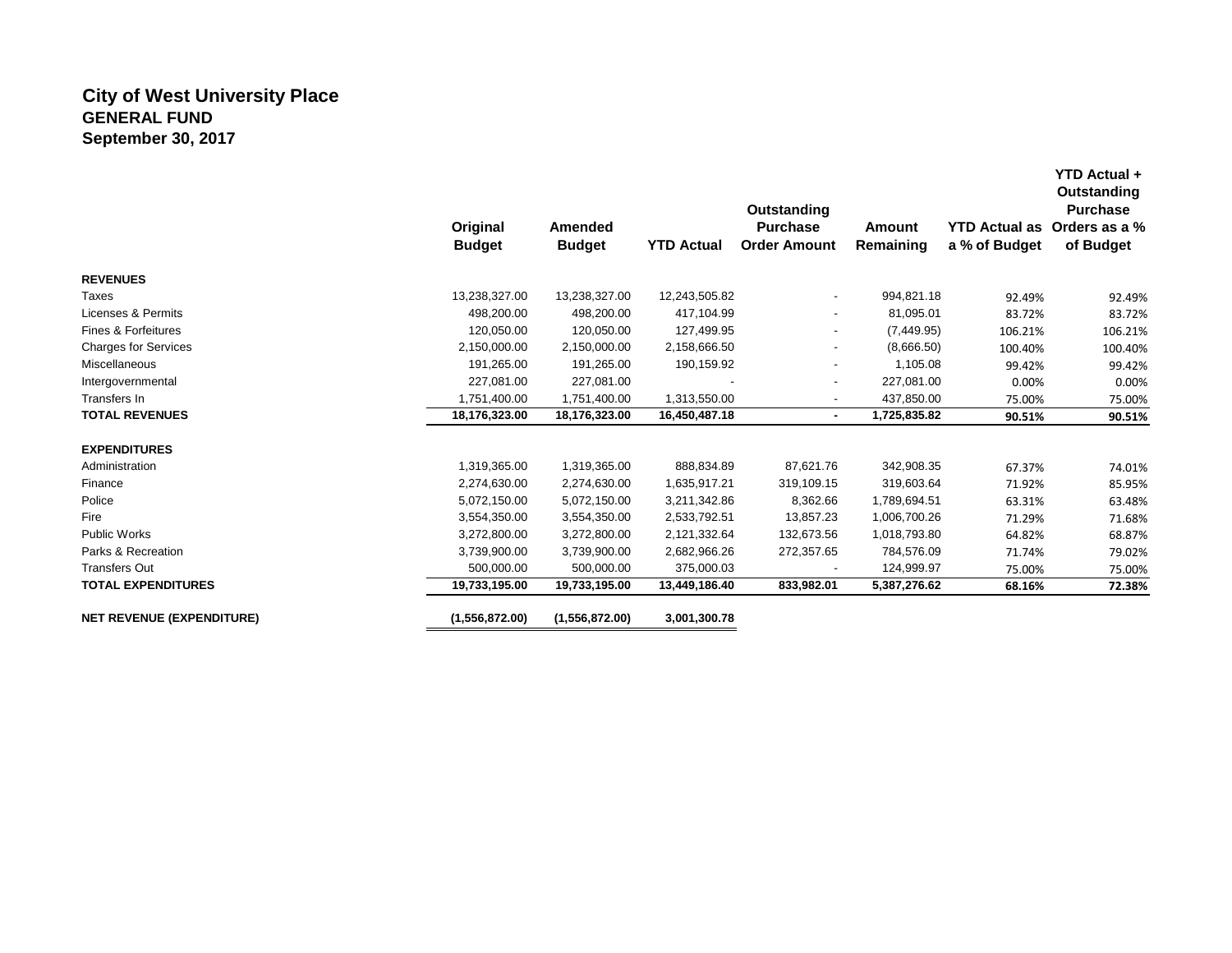# City of West University Place
## GENERAL FUND
## September 30, 2017

| | Original Budget | Amended Budget | YTD Actual | Outstanding Purchase Order Amount | Amount Remaining | YTD Actual as a % of Budget | YTD Actual + Outstanding Purchase Orders as a % of Budget |
|---|---|---|---|---|---|---|---|
| **REVENUES** | | | | | | | |
| Taxes | 13,238,327.00 | 13,238,327.00 | 12,243,505.82 | - | 994,821.18 | 92.49% | 92.49% |
| Licenses & Permits | 498,200.00 | 498,200.00 | 417,104.99 | - | 81,095.01 | 83.72% | 83.72% |
| Fines & Forfeitures | 120,050.00 | 120,050.00 | 127,499.95 | - | (7,449.95) | 106.21% | 106.21% |
| Charges for Services | 2,150,000.00 | 2,150,000.00 | 2,158,666.50 | - | (8,666.50) | 100.40% | 100.40% |
| Miscellaneous | 191,265.00 | 191,265.00 | 190,159.92 | - | 1,105.08 | 99.42% | 99.42% |
| Intergovernmental | 227,081.00 | 227,081.00 | - | - | 227,081.00 | 0.00% | 0.00% |
| Transfers In | 1,751,400.00 | 1,751,400.00 | 1,313,550.00 | - | 437,850.00 | 75.00% | 75.00% |
| **TOTAL REVENUES** | **18,176,323.00** | **18,176,323.00** | **16,450,487.18** | **-** | **1,725,835.82** | **90.51%** | **90.51%** |
| **EXPENDITURES** | | | | | | | |
| Administration | 1,319,365.00 | 1,319,365.00 | 888,834.89 | 87,621.76 | 342,908.35 | 67.37% | 74.01% |
| Finance | 2,274,630.00 | 2,274,630.00 | 1,635,917.21 | 319,109.15 | 319,603.64 | 71.92% | 85.95% |
| Police | 5,072,150.00 | 5,072,150.00 | 3,211,342.86 | 8,362.66 | 1,789,694.51 | 63.31% | 63.48% |
| Fire | 3,554,350.00 | 3,554,350.00 | 2,533,792.51 | 13,857.23 | 1,006,700.26 | 71.29% | 71.68% |
| Public Works | 3,272,800.00 | 3,272,800.00 | 2,121,332.64 | 132,673.56 | 1,018,793.80 | 64.82% | 68.87% |
| Parks & Recreation | 3,739,900.00 | 3,739,900.00 | 2,682,966.26 | 272,357.65 | 784,576.09 | 71.74% | 79.02% |
| Transfers Out | 500,000.00 | 500,000.00 | 375,000.03 | - | 124,999.97 | 75.00% | 75.00% |
| **TOTAL EXPENDITURES** | **19,733,195.00** | **19,733,195.00** | **13,449,186.40** | **833,982.01** | **5,387,276.62** | **68.16%** | **72.38%** |
| **NET REVENUE (EXPENDITURE)** | **(1,556,872.00)** | **(1,556,872.00)** | **3,001,300.78** | | | | |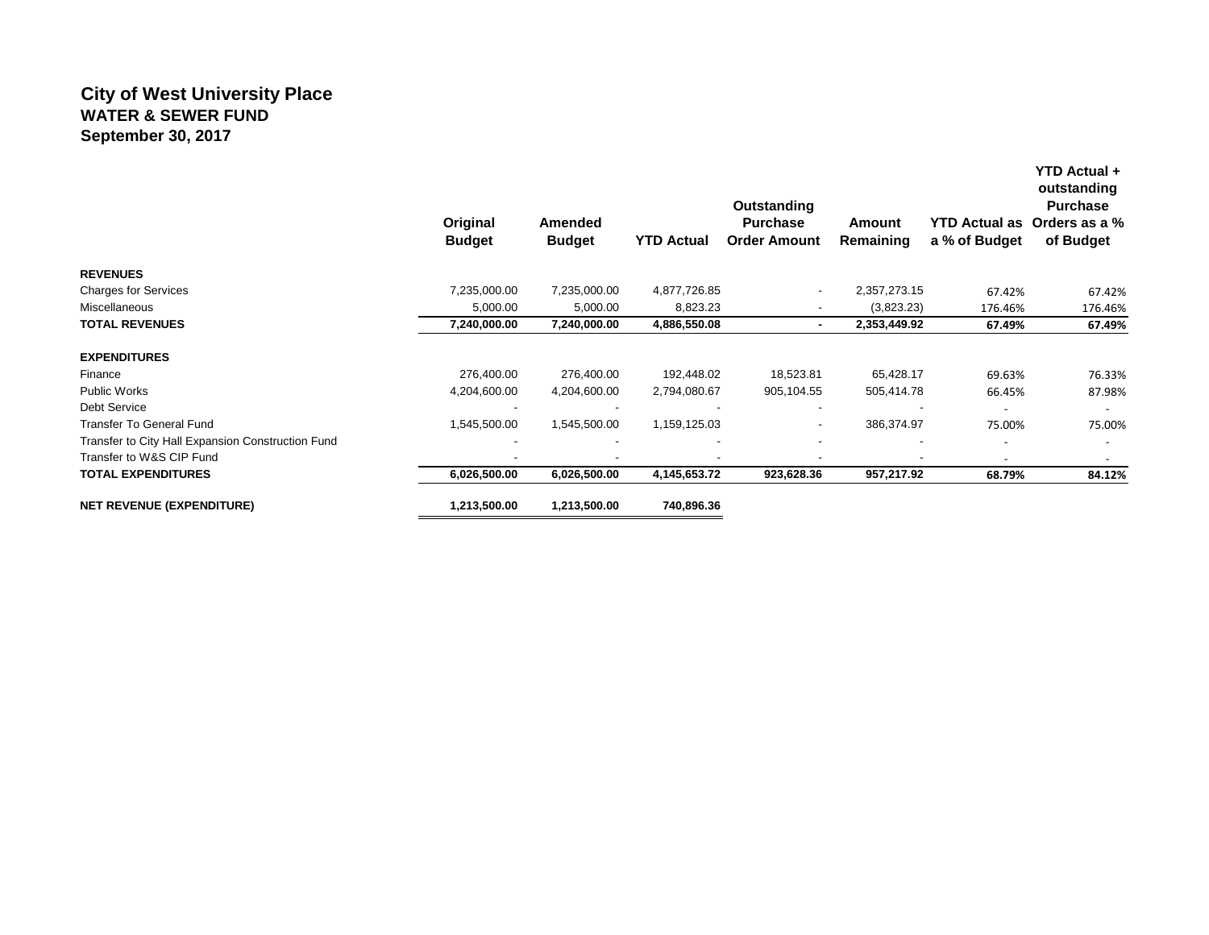# City of West University Place

## WATER & SEWER FUND

## September 30, 2017

| | Original Budget | Amended Budget | YTD Actual | Outstanding Purchase Order Amount | Amount Remaining | YTD Actual as a % of Budget | YTD Actual + outstanding Purchase Orders as a % of Budget |
|---|---|---|---|---|---|---|---|
| **REVENUES** | | | | | | | |
| Charges for Services | 7,235,000.00 | 7,235,000.00 | 4,877,726.85 | - | 2,357,273.15 | 67.42% | 67.42% |
| Miscellaneous | 5,000.00 | 5,000.00 | 8,823.23 | - | (3,823.23) | 176.46% | 176.46% |
| **TOTAL REVENUES** | **7,240,000.00** | **7,240,000.00** | **4,886,550.08** | **-** | **2,353,449.92** | **67.49%** | **67.49%** |
| **EXPENDITURES** | | | | | | | |
| Finance | 276,400.00 | 276,400.00 | 192,448.02 | 18,523.81 | 65,428.17 | 69.63% | 76.33% |
| Public Works | 4,204,600.00 | 4,204,600.00 | 2,794,080.67 | 905,104.55 | 505,414.78 | 66.45% | 87.98% |
| Debt Service | - | - | - | - | - | - | - |
| Transfer To General Fund | 1,545,500.00 | 1,545,500.00 | 1,159,125.03 | - | 386,374.97 | 75.00% | 75.00% |
| Transfer to City Hall Expansion Construction Fund | - | - | - | - | - | - | - |
| Transfer to W&S CIP Fund | - | - | - | - | - | - | - |
| **TOTAL EXPENDITURES** | **6,026,500.00** | **6,026,500.00** | **4,145,653.72** | **923,628.36** | **957,217.92** | **68.79%** | **84.12%** |
| **NET REVENUE (EXPENDITURE)** | **1,213,500.00** | **1,213,500.00** | **740,896.36** | | | | |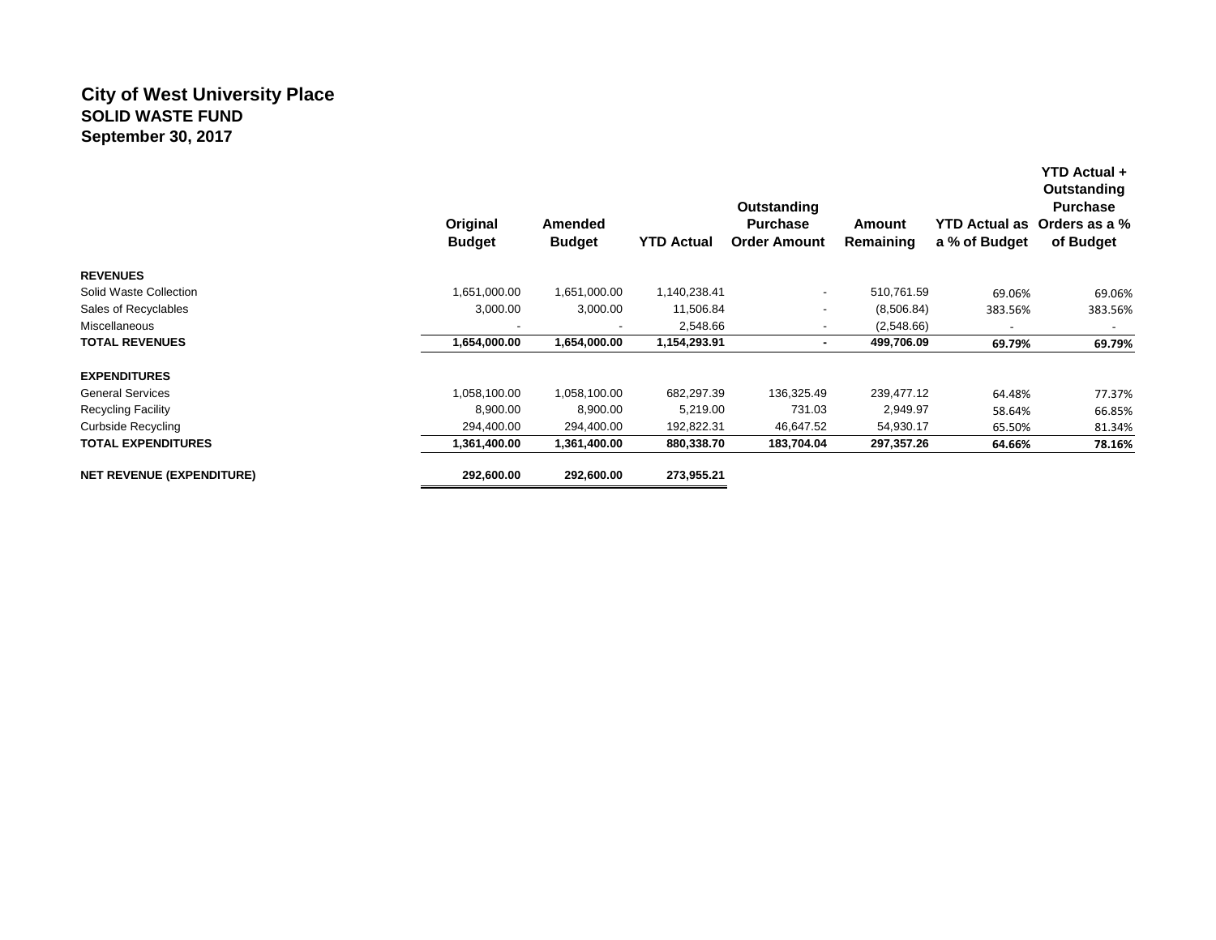# City of West University Place
## SOLID WASTE FUND
## September 30, 2017

| | Original Budget | Amended Budget | YTD Actual | Outstanding Purchase Order Amount | Amount Remaining | YTD Actual as a % of Budget | YTD Actual + Outstanding Purchase Orders as a % of Budget |
|---|---|---|---|---|---|---|---|
| **REVENUES** | | | | | | | |
| Solid Waste Collection | 1,651,000.00 | 1,651,000.00 | 1,140,238.41 | - | 510,761.59 | 69.06% | 69.06% |
| Sales of Recyclables | 3,000.00 | 3,000.00 | 11,506.84 | - | (8,506.84) | 383.56% | 383.56% |
| Miscellaneous | - | - | 2,548.66 | - | (2,548.66) | - | - |
| **TOTAL REVENUES** | **1,654,000.00** | **1,654,000.00** | **1,154,293.91** | **-** | **499,706.09** | **69.79%** | **69.79%** |
| **EXPENDITURES** | | | | | | | |
| General Services | 1,058,100.00 | 1,058,100.00 | 682,297.39 | 136,325.49 | 239,477.12 | 64.48% | 77.37% |
| Recycling Facility | 8,900.00 | 8,900.00 | 5,219.00 | 731.03 | 2,949.97 | 58.64% | 66.85% |
| Curbside Recycling | 294,400.00 | 294,400.00 | 192,822.31 | 46,647.52 | 54,930.17 | 65.50% | 81.34% |
| **TOTAL EXPENDITURES** | **1,361,400.00** | **1,361,400.00** | **880,338.70** | **183,704.04** | **297,357.26** | **64.66%** | **78.16%** |
| **NET REVENUE (EXPENDITURE)** | **292,600.00** | **292,600.00** | **273,955.21** | | | | |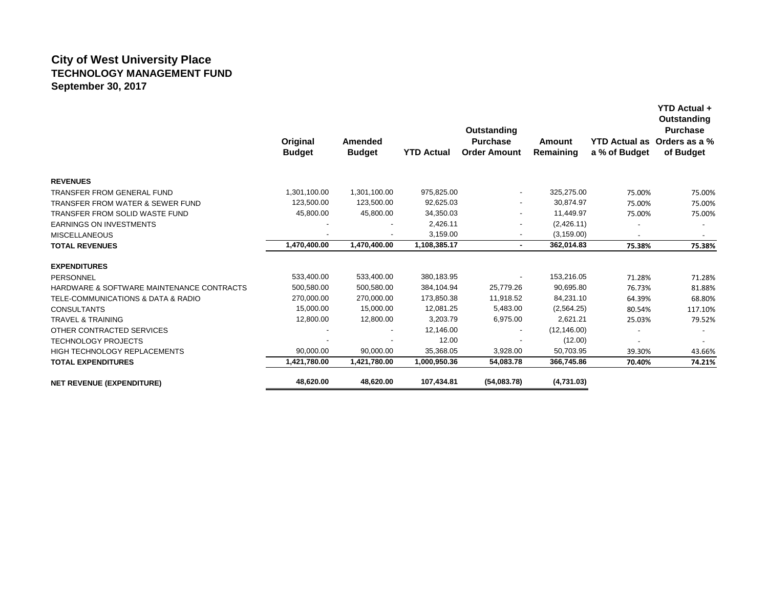## City of West University Place
### TECHNOLOGY MANAGEMENT FUND
### September 30, 2017

| | Original Budget | Amended Budget | YTD Actual | Outstanding Purchase Order Amount | Amount Remaining | YTD Actual as a % of Budget | YTD Actual + Outstanding Purchase Orders as a % of Budget |
|---|---|---|---|---|---|---|---|
| **REVENUES** | | | | | | | |
| TRANSFER FROM GENERAL FUND | 1,301,100.00 | 1,301,100.00 | 975,825.00 | - | 325,275.00 | 75.00% | 75.00% |
| TRANSFER FROM WATER & SEWER FUND | 123,500.00 | 123,500.00 | 92,625.03 | - | 30,874.97 | 75.00% | 75.00% |
| TRANSFER FROM SOLID WASTE FUND | 45,800.00 | 45,800.00 | 34,350.03 | - | 11,449.97 | 75.00% | 75.00% |
| EARNINGS ON INVESTMENTS | - | - | 2,426.11 | - | (2,426.11) | - | - |
| MISCELLANEOUS | - | - | 3,159.00 | - | (3,159.00) | - | - |
| **TOTAL REVENUES** | **1,470,400.00** | **1,470,400.00** | **1,108,385.17** | **-** | **362,014.83** | **75.38%** | **75.38%** |
| **EXPENDITURES** | | | | | | | |
| PERSONNEL | 533,400.00 | 533,400.00 | 380,183.95 | - | 153,216.05 | 71.28% | 71.28% |
| HARDWARE & SOFTWARE MAINTENANCE CONTRACTS | 500,580.00 | 500,580.00 | 384,104.94 | 25,779.26 | 90,695.80 | 76.73% | 81.88% |
| TELE-COMMUNICATIONS & DATA & RADIO | 270,000.00 | 270,000.00 | 173,850.38 | 11,918.52 | 84,231.10 | 64.39% | 68.80% |
| CONSULTANTS | 15,000.00 | 15,000.00 | 12,081.25 | 5,483.00 | (2,564.25) | 80.54% | 117.10% |
| TRAVEL & TRAINING | 12,800.00 | 12,800.00 | 3,203.79 | 6,975.00 | 2,621.21 | 25.03% | 79.52% |
| OTHER CONTRACTED SERVICES | - | - | 12,146.00 | - | (12,146.00) | - | - |
| TECHNOLOGY PROJECTS | - | - | 12.00 | - | (12.00) | - | - |
| HIGH TECHNOLOGY REPLACEMENTS | 90,000.00 | 90,000.00 | 35,368.05 | 3,928.00 | 50,703.95 | 39.30% | 43.66% |
| **TOTAL EXPENDITURES** | **1,421,780.00** | **1,421,780.00** | **1,000,950.36** | **54,083.78** | **366,745.86** | **70.40%** | **74.21%** |
| **NET REVENUE (EXPENDITURE)** | **48,620.00** | **48,620.00** | **107,434.81** | **(54,083.78)** | **(4,731.03)** | | |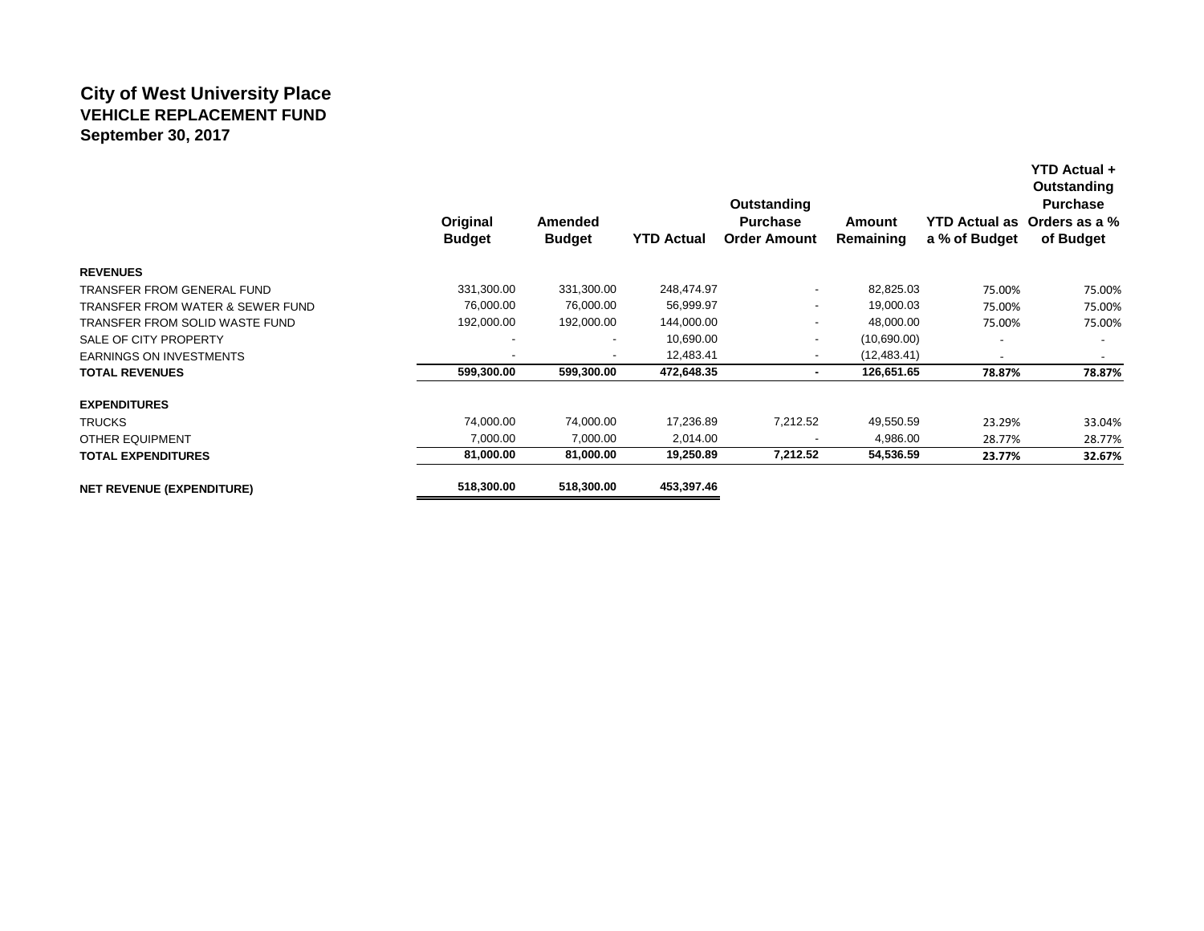# City of West University Place
## VEHICLE REPLACEMENT FUND
### September 30, 2017

| | Original Budget | Amended Budget | YTD Actual | Outstanding Purchase Order Amount | Amount Remaining | YTD Actual as a % of Budget | YTD Actual + Outstanding Purchase Orders as a % of Budget |
|---|---|---|---|---|---|---|---|
| **REVENUES** | | | | | | | |
| TRANSFER FROM GENERAL FUND | 331,300.00 | 331,300.00 | 248,474.97 | - | 82,825.03 | 75.00% | 75.00% |
| TRANSFER FROM WATER & SEWER FUND | 76,000.00 | 76,000.00 | 56,999.97 | - | 19,000.03 | 75.00% | 75.00% |
| TRANSFER FROM SOLID WASTE FUND | 192,000.00 | 192,000.00 | 144,000.00 | - | 48,000.00 | 75.00% | 75.00% |
| SALE OF CITY PROPERTY | - | - | 10,690.00 | - | (10,690.00) | - | - |
| EARNINGS ON INVESTMENTS | - | - | 12,483.41 | - | (12,483.41) | - | - |
| **TOTAL REVENUES** | **599,300.00** | **599,300.00** | **472,648.35** | **-** | **126,651.65** | **78.87%** | **78.87%** |
| **EXPENDITURES** | | | | | | | |
| TRUCKS | 74,000.00 | 74,000.00 | 17,236.89 | 7,212.52 | 49,550.59 | 23.29% | 33.04% |
| OTHER EQUIPMENT | 7,000.00 | 7,000.00 | 2,014.00 | - | 4,986.00 | 28.77% | 28.77% |
| **TOTAL EXPENDITURES** | **81,000.00** | **81,000.00** | **19,250.89** | **7,212.52** | **54,536.59** | **23.77%** | **32.67%** |
| **NET REVENUE (EXPENDITURE)** | **518,300.00** | **518,300.00** | **453,397.46** | | | | |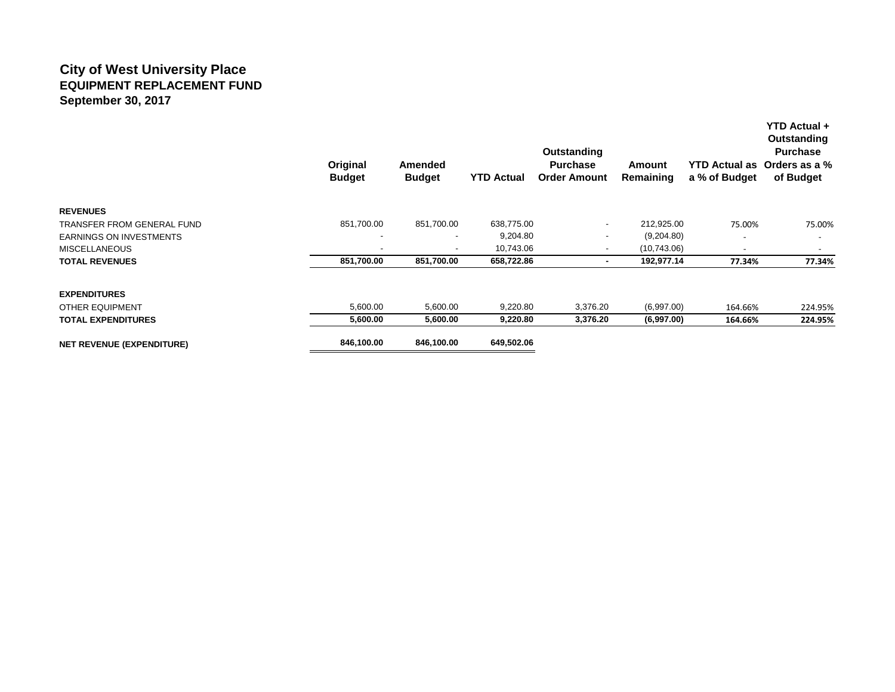# City of West University Place
## EQUIPMENT REPLACEMENT FUND
### September 30, 2017

| | Original Budget | Amended Budget | YTD Actual | Outstanding Purchase Order Amount | Amount Remaining | YTD Actual as a % of Budget | YTD Actual + Outstanding Purchase Orders as a % of Budget |
|---|---|---|---|---|---|---|---|
| **REVENUES** | | | | | | | |
| TRANSFER FROM GENERAL FUND | 851,700.00 | 851,700.00 | 638,775.00 | - | 212,925.00 | 75.00% | 75.00% |
| EARNINGS ON INVESTMENTS | - | - | 9,204.80 | - | (9,204.80) | - | - |
| MISCELLANEOUS | - | - | 10,743.06 | - | (10,743.06) | - | - |
| **TOTAL REVENUES** | **851,700.00** | **851,700.00** | **658,722.86** | **-** | **192,977.14** | **77.34%** | **77.34%** |
| **EXPENDITURES** | | | | | | | |
| OTHER EQUIPMENT | 5,600.00 | 5,600.00 | 9,220.80 | 3,376.20 | (6,997.00) | 164.66% | 224.95% |
| **TOTAL EXPENDITURES** | **5,600.00** | **5,600.00** | **9,220.80** | **3,376.20** | **(6,997.00)** | **164.66%** | **224.95%** |
| **NET REVENUE (EXPENDITURE)** | **846,100.00** | **846,100.00** | **649,502.06** | | | | |